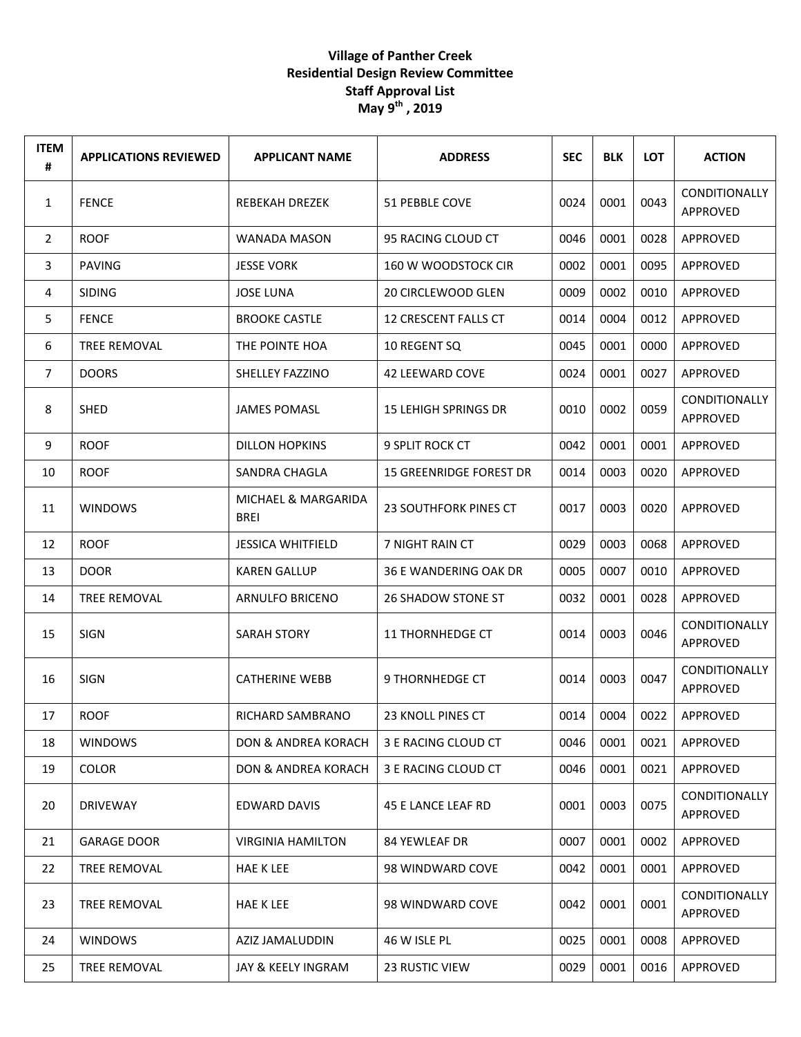**Village of Panther Creek**
**Residential Design Review Committee**
**Staff Approval List**
**May 9th , 2019**

| ITEM # | APPLICATIONS REVIEWED | APPLICANT NAME | ADDRESS | SEC | BLK | LOT | ACTION |
|---|---|---|---|---|---|---|---|
| 1 | FENCE | REBEKAH DREZEK | 51 PEBBLE COVE | 0024 | 0001 | 0043 | CONDITIONALLY APPROVED |
| 2 | ROOF | WANADA MASON | 95 RACING CLOUD CT | 0046 | 0001 | 0028 | APPROVED |
| 3 | PAVING | JESSE VORK | 160 W WOODSTOCK CIR | 0002 | 0001 | 0095 | APPROVED |
| 4 | SIDING | JOSE LUNA | 20 CIRCLEWOOD GLEN | 0009 | 0002 | 0010 | APPROVED |
| 5 | FENCE | BROOKE CASTLE | 12 CRESCENT FALLS CT | 0014 | 0004 | 0012 | APPROVED |
| 6 | TREE REMOVAL | THE POINTE HOA | 10 REGENT SQ | 0045 | 0001 | 0000 | APPROVED |
| 7 | DOORS | SHELLEY FAZZINO | 42 LEEWARD COVE | 0024 | 0001 | 0027 | APPROVED |
| 8 | SHED | JAMES POMASL | 15 LEHIGH SPRINGS DR | 0010 | 0002 | 0059 | CONDITIONALLY APPROVED |
| 9 | ROOF | DILLON HOPKINS | 9 SPLIT ROCK CT | 0042 | 0001 | 0001 | APPROVED |
| 10 | ROOF | SANDRA CHAGLA | 15 GREENRIDGE FOREST DR | 0014 | 0003 | 0020 | APPROVED |
| 11 | WINDOWS | MICHAEL & MARGARIDA BREI | 23 SOUTHFORK PINES CT | 0017 | 0003 | 0020 | APPROVED |
| 12 | ROOF | JESSICA WHITFIELD | 7 NIGHT RAIN CT | 0029 | 0003 | 0068 | APPROVED |
| 13 | DOOR | KAREN GALLUP | 36 E WANDERING OAK DR | 0005 | 0007 | 0010 | APPROVED |
| 14 | TREE REMOVAL | ARNULFO BRICENO | 26 SHADOW STONE ST | 0032 | 0001 | 0028 | APPROVED |
| 15 | SIGN | SARAH STORY | 11 THORNHEDGE CT | 0014 | 0003 | 0046 | CONDITIONALLY APPROVED |
| 16 | SIGN | CATHERINE WEBB | 9 THORNHEDGE CT | 0014 | 0003 | 0047 | CONDITIONALLY APPROVED |
| 17 | ROOF | RICHARD SAMBRANO | 23 KNOLL PINES CT | 0014 | 0004 | 0022 | APPROVED |
| 18 | WINDOWS | DON & ANDREA KORACH | 3 E RACING CLOUD CT | 0046 | 0001 | 0021 | APPROVED |
| 19 | COLOR | DON & ANDREA KORACH | 3 E RACING CLOUD CT | 0046 | 0001 | 0021 | APPROVED |
| 20 | DRIVEWAY | EDWARD DAVIS | 45 E LANCE LEAF RD | 0001 | 0003 | 0075 | CONDITIONALLY APPROVED |
| 21 | GARAGE DOOR | VIRGINIA HAMILTON | 84 YEWLEAF DR | 0007 | 0001 | 0002 | APPROVED |
| 22 | TREE REMOVAL | HAE K LEE | 98 WINDWARD COVE | 0042 | 0001 | 0001 | APPROVED |
| 23 | TREE REMOVAL | HAE K LEE | 98 WINDWARD COVE | 0042 | 0001 | 0001 | CONDITIONALLY APPROVED |
| 24 | WINDOWS | AZIZ JAMALUDDIN | 46 W ISLE PL | 0025 | 0001 | 0008 | APPROVED |
| 25 | TREE REMOVAL | JAY & KEELY INGRAM | 23 RUSTIC VIEW | 0029 | 0001 | 0016 | APPROVED |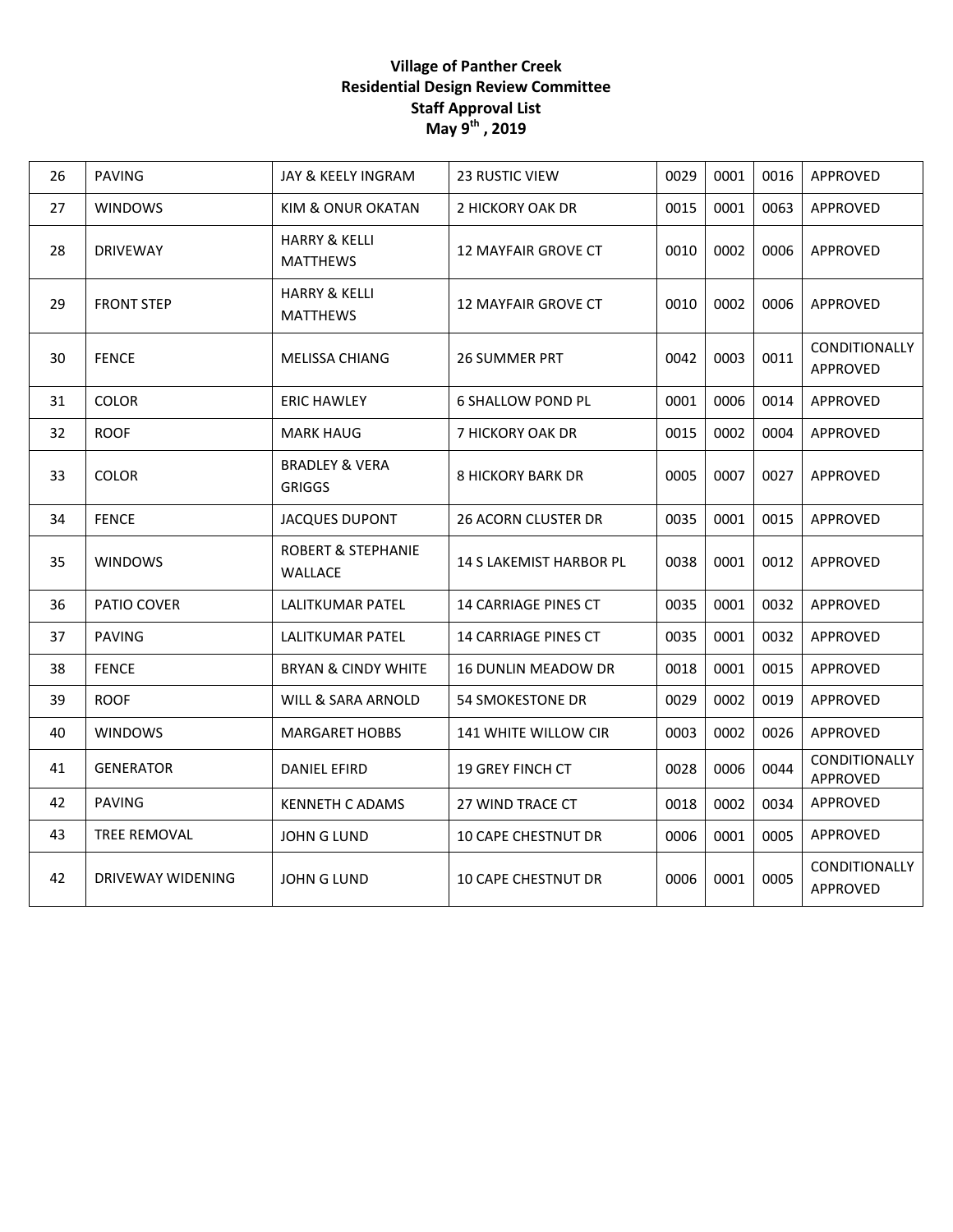**Village of Panther Creek**
**Residential Design Review Committee**
**Staff Approval List**
**May 9th , 2019**

| | | | | | | | |
|---|---|---|---|---|---|---|---|
| 26 | PAVING | JAY & KEELY INGRAM | 23 RUSTIC VIEW | 0029 | 0001 | 0016 | APPROVED |
| 27 | WINDOWS | KIM & ONUR OKATAN | 2 HICKORY OAK DR | 0015 | 0001 | 0063 | APPROVED |
| 28 | DRIVEWAY | HARRY & KELLI MATTHEWS | 12 MAYFAIR GROVE CT | 0010 | 0002 | 0006 | APPROVED |
| 29 | FRONT STEP | HARRY & KELLI MATTHEWS | 12 MAYFAIR GROVE CT | 0010 | 0002 | 0006 | APPROVED |
| 30 | FENCE | MELISSA CHIANG | 26 SUMMER PRT | 0042 | 0003 | 0011 | CONDITIONALLY APPROVED |
| 31 | COLOR | ERIC HAWLEY | 6 SHALLOW POND PL | 0001 | 0006 | 0014 | APPROVED |
| 32 | ROOF | MARK HAUG | 7 HICKORY OAK DR | 0015 | 0002 | 0004 | APPROVED |
| 33 | COLOR | BRADLEY & VERA GRIGGS | 8 HICKORY BARK DR | 0005 | 0007 | 0027 | APPROVED |
| 34 | FENCE | JACQUES DUPONT | 26 ACORN CLUSTER DR | 0035 | 0001 | 0015 | APPROVED |
| 35 | WINDOWS | ROBERT & STEPHANIE WALLACE | 14 S LAKEMIST HARBOR PL | 0038 | 0001 | 0012 | APPROVED |
| 36 | PATIO COVER | LALITKUMAR PATEL | 14 CARRIAGE PINES CT | 0035 | 0001 | 0032 | APPROVED |
| 37 | PAVING | LALITKUMAR PATEL | 14 CARRIAGE PINES CT | 0035 | 0001 | 0032 | APPROVED |
| 38 | FENCE | BRYAN & CINDY WHITE | 16 DUNLIN MEADOW DR | 0018 | 0001 | 0015 | APPROVED |
| 39 | ROOF | WILL & SARA ARNOLD | 54 SMOKESTONE DR | 0029 | 0002 | 0019 | APPROVED |
| 40 | WINDOWS | MARGARET HOBBS | 141 WHITE WILLOW CIR | 0003 | 0002 | 0026 | APPROVED |
| 41 | GENERATOR | DANIEL EFIRD | 19 GREY FINCH CT | 0028 | 0006 | 0044 | CONDITIONALLY APPROVED |
| 42 | PAVING | KENNETH C ADAMS | 27 WIND TRACE CT | 0018 | 0002 | 0034 | APPROVED |
| 43 | TREE REMOVAL | JOHN G LUND | 10 CAPE CHESTNUT DR | 0006 | 0001 | 0005 | APPROVED |
| 42 | DRIVEWAY WIDENING | JOHN G LUND | 10 CAPE CHESTNUT DR | 0006 | 0001 | 0005 | CONDITIONALLY APPROVED |